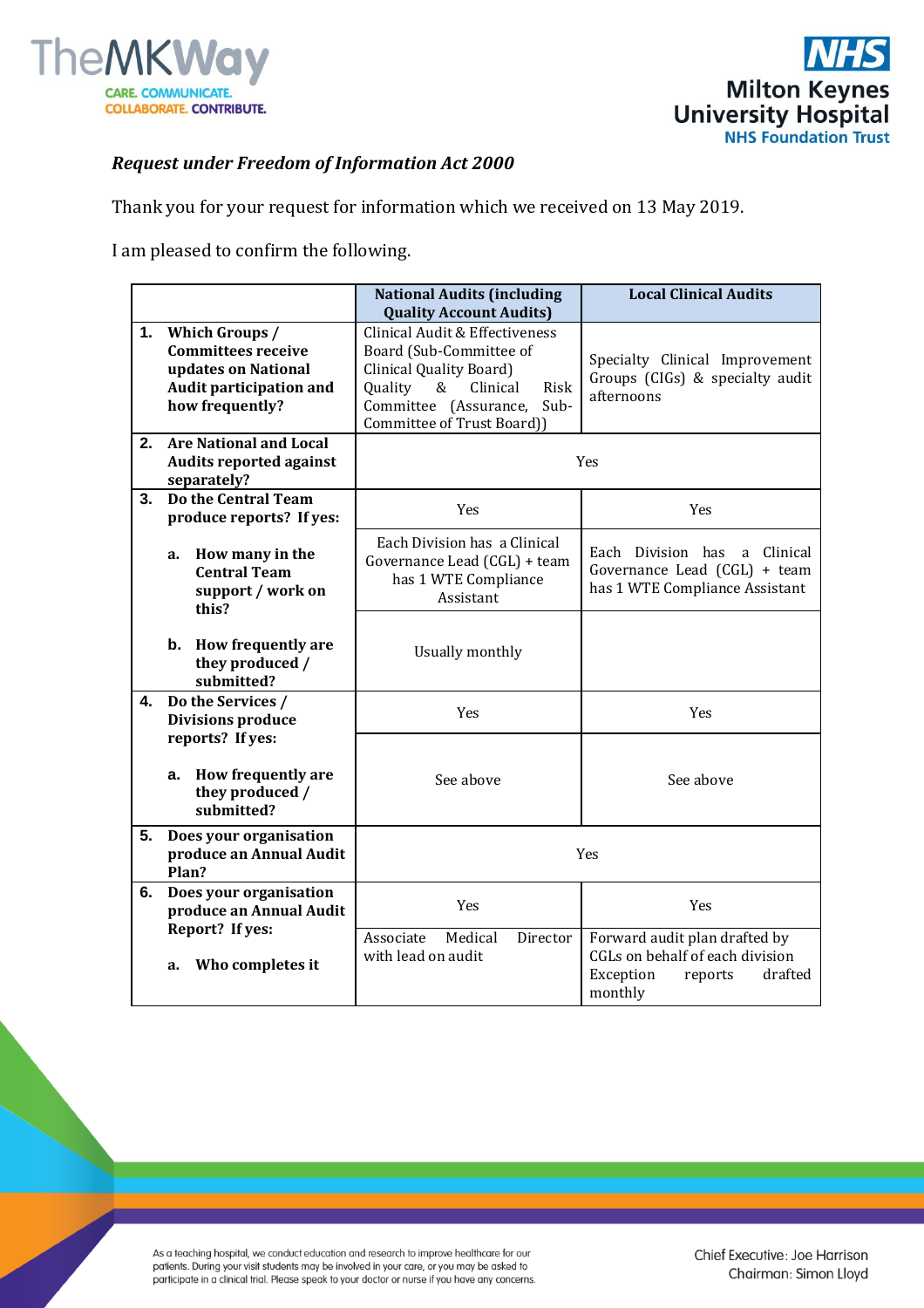*Request under Freedom of Information Act 2000*

Thank you for your request for information which we received on 13 May 2019.

I am pleased to confirm the following.

| | National Audits (including Quality Account Audits) | Local Clinical Audits |
|---|---|---|
| **1. Which Groups / Committees receive updates on National Audit participation and how frequently?** | Clinical Audit & Effectiveness Board (Sub-Committee of Clinical Quality Board) Quality & Clinical Risk Committee (Assurance, Sub-Committee of Trust Board)) | Specialty Clinical Improvement Groups (CIGs) & specialty audit afternoons |
| **2. Are National and Local Audits reported against separately?** | Yes | |
| **3. Do the Central Team produce reports? If yes:** | Yes | Yes |
| **a. How many in the Central Team support / work on this?** | Each Division has a Clinical Governance Lead (CGL) + team has 1 WTE Compliance Assistant | Each Division has a Clinical Governance Lead (CGL) + team has 1 WTE Compliance Assistant |
| **b. How frequently are they produced / submitted?** | Usually monthly | |
| **4. Do the Services / Divisions produce reports? If yes:** | Yes | Yes |
| **a. How frequently are they produced / submitted?** | See above | See above |
| **5. Does your organisation produce an Annual Audit Plan?** | Yes | |
| **6. Does your organisation produce an Annual Audit Report? If yes:** | Yes | Yes |
| **a. Who completes it** | Associate Medical Director with lead on audit | Forward audit plan drafted by CGLs on behalf of each division Exception reports drafted monthly |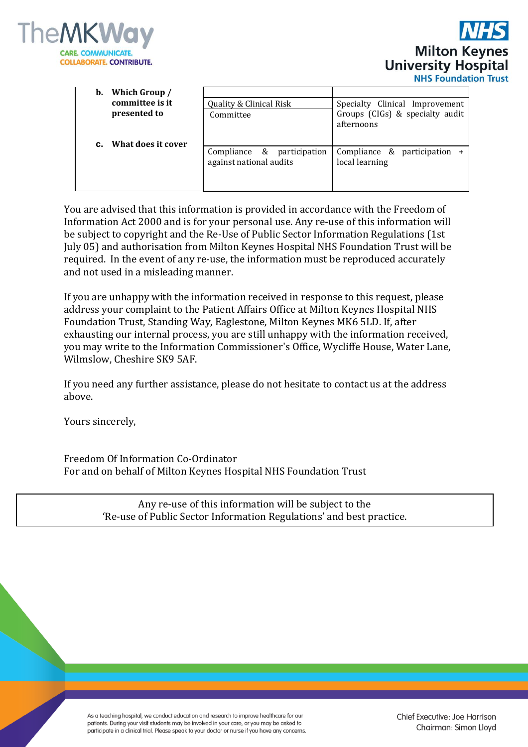| | | |
|---|---|---|
| **b. Which Group / committee is it presented to** | Quality & Clinical Risk Committee | Specialty Clinical Improvement Groups (CIGs) & specialty audit afternoons |
| **c. What does it cover** | Compliance & participation against national audits | Compliance & participation + local learning |

You are advised that this information is provided in accordance with the Freedom of Information Act 2000 and is for your personal use. Any re-use of this information will be subject to copyright and the Re-Use of Public Sector Information Regulations (1st July 05) and authorisation from Milton Keynes Hospital NHS Foundation Trust will be required. In the event of any re-use, the information must be reproduced accurately and not used in a misleading manner.

If you are unhappy with the information received in response to this request, please address your complaint to the Patient Affairs Office at Milton Keynes Hospital NHS Foundation Trust, Standing Way, Eaglestone, Milton Keynes MK6 5LD. If, after exhausting our internal process, you are still unhappy with the information received, you may write to the Information Commissioner's Office, Wycliffe House, Water Lane, Wilmslow, Cheshire SK9 5AF.

If you need any further assistance, please do not hesitate to contact us at the address above.

Yours sincerely,

Freedom Of Information Co-Ordinator
For and on behalf of Milton Keynes Hospital NHS Foundation Trust

Any re-use of this information will be subject to the
'Re-use of Public Sector Information Regulations' and best practice.